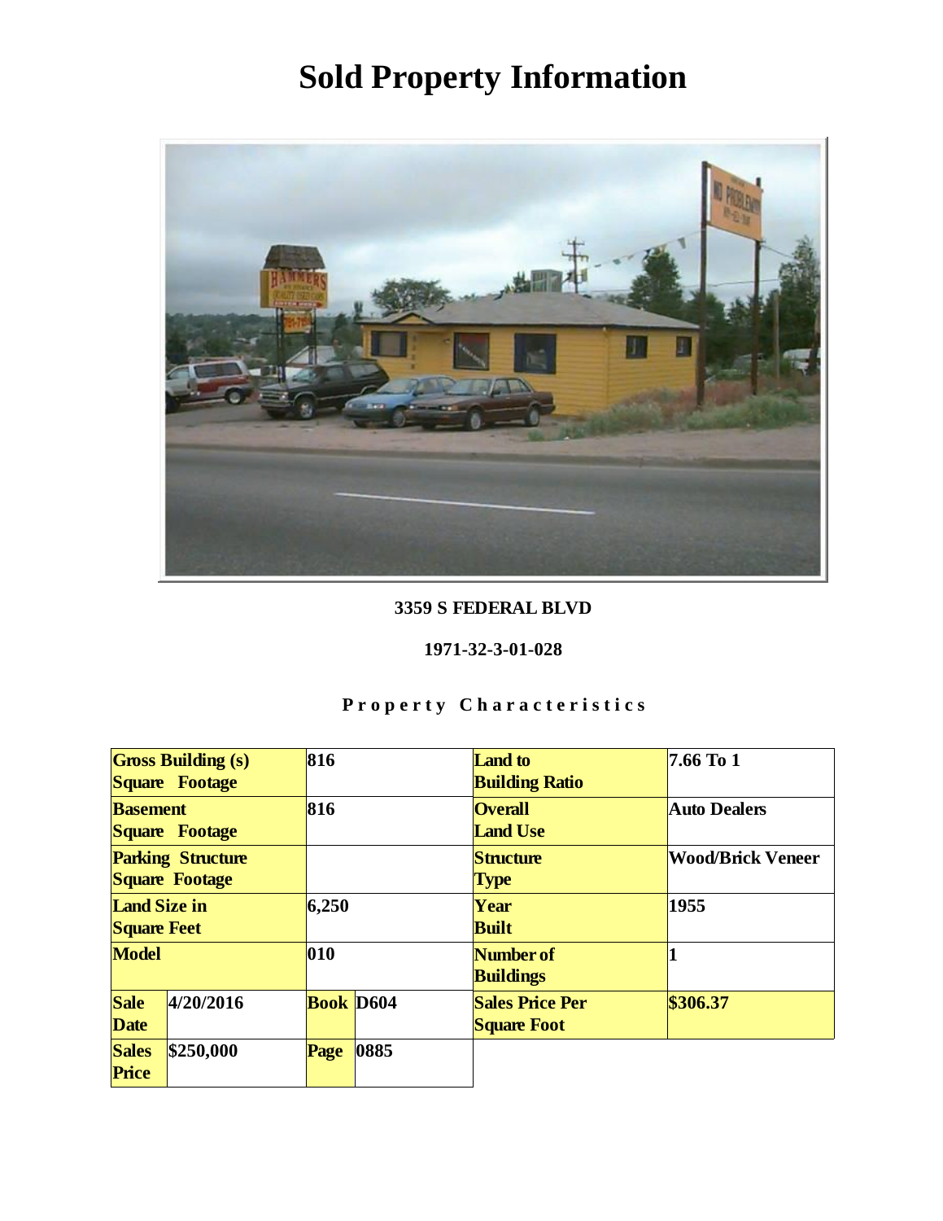# Sold Property Information

**3359 S FEDERAL BLVD**

**1971-32-3-01-028**

**Property Characteristics**

| | | | | | |
|---|---|---|---|---|---|
| **Gross Building (s) Square Footage** | | 816 | | **Land to Building Ratio** | 7.66 To 1 |
| **Basement Square Footage** | | 816 | | **Overall Land Use** | Auto Dealers |
| **Parking Structure Square Footage** | | | | **Structure Type** | Wood/Brick Veneer |
| **Land Size in Square Feet** | | 6,250 | | **Year Built** | 1955 |
| **Model** | | 010 | | **Number of Buildings** | 1 |
| **Sale Date** | 4/20/2016 | **Book** | D604 | **Sales Price Per Square Foot** | $306.37 |
| **Sales Price** | $250,000 | **Page** | 0885 | | |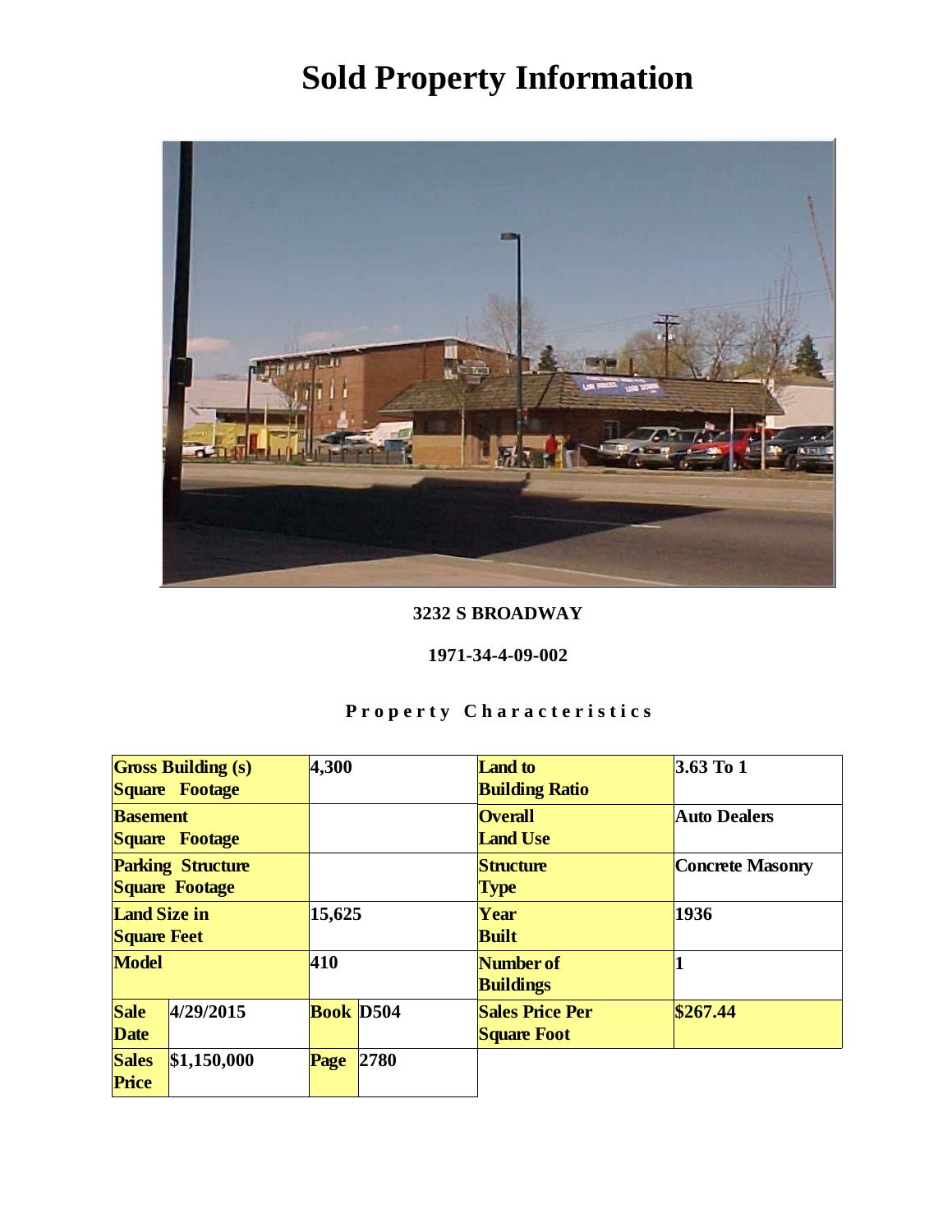# Sold Property Information

**3232 S BROADWAY**

**1971-34-4-09-002**

**Property Characteristics**

| | | | | | |
|---|---|---|---|---|---|
| **Gross Building (s) Square Footage** | | **4,300** | | **Land to Building Ratio** | **3.63 To 1** |
| **Basement Square Footage** | | | | **Overall Land Use** | **Auto Dealers** |
| **Parking Structure Square Footage** | | | | **Structure Type** | **Concrete Masonry** |
| **Land Size in Square Feet** | | **15,625** | | **Year Built** | **1936** |
| **Model** | | **410** | | **Number of Buildings** | **1** |
| **Sale Date** | **4/29/2015** | **Book** | **D504** | **Sales Price Per Square Foot** | **$267.44** |
| **Sales Price** | **$1,150,000** | **Page** | **2780** | | |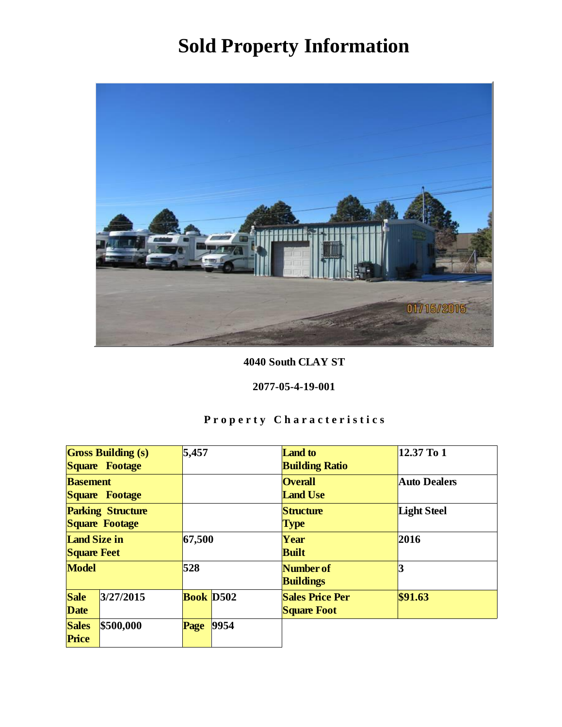# Sold Property Information

**4040 South CLAY ST**

**2077-05-4-19-001**

**Property Characteristics**

| Gross Building (s) Square Footage | | 5,457 | | Land to Building Ratio | 12.37 To 1 |
|---|---|---|---|---|---|
| Basement Square Footage | | | | Overall Land Use | Auto Dealers |
| Parking Structure Square Footage | | | | Structure Type | Light Steel |
| Land Size in Square Feet | | 67,500 | | Year Built | 2016 |
| Model | | 528 | | Number of Buildings | 3 |
| Sale Date | 3/27/2015 | Book | D502 | Sales Price Per Square Foot | $91.63 |
| Sales Price | $500,000 | Page | 9954 | | |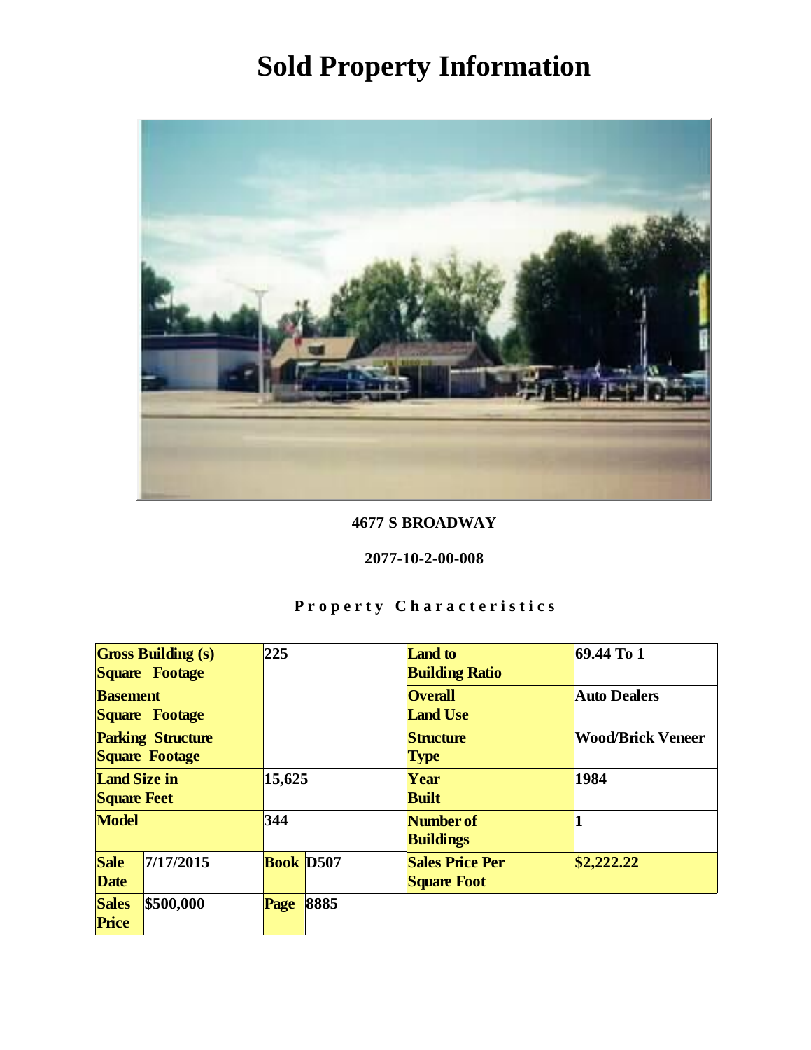# Sold Property Information

**4677 S BROADWAY**

**2077-10-2-00-008**

**Property Characteristics**

| Gross Building (s) Square Footage | | 225 | | Land to Building Ratio | 69.44 To 1 |
|---|---|---|---|---|---|
| Basement Square Footage | | | | Overall Land Use | Auto Dealers |
| Parking Structure Square Footage | | | | Structure Type | Wood/Brick Veneer |
| Land Size in Square Feet | | 15,625 | | Year Built | 1984 |
| Model | | 344 | | Number of Buildings | 1 |
| Sale Date | 7/17/2015 | Book | D507 | Sales Price Per Square Foot | $2,222.22 |
| Sales Price | $500,000 | Page | 8885 | | |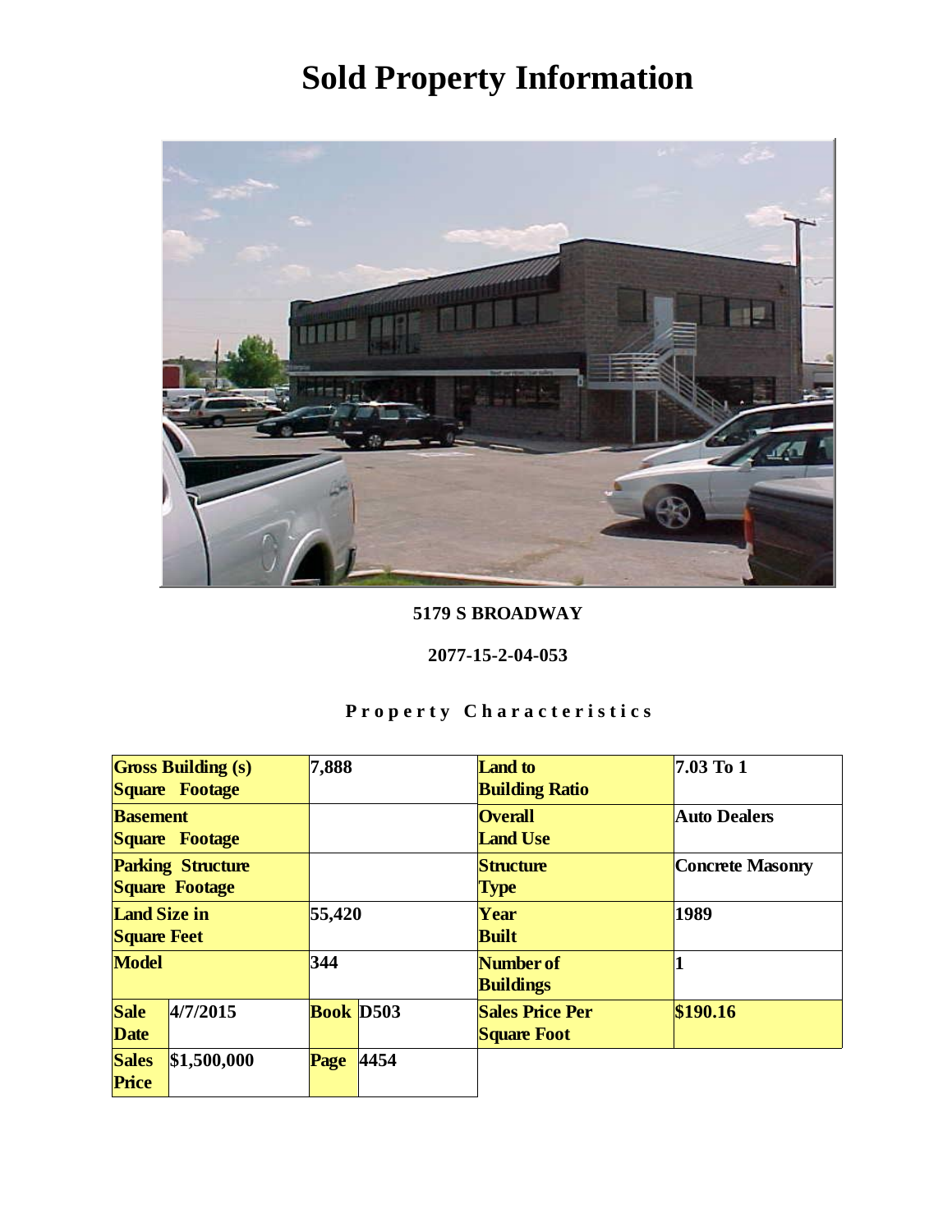# Sold Property Information

**5179 S BROADWAY**

**2077-15-2-04-053**

**Property Characteristics**

| | | | | | |
|---|---|---|---|---|---|
| **Gross Building (s) Square Footage** | | 7,888 | | **Land to Building Ratio** | 7.03 To 1 |
| **Basement Square Footage** | | | | **Overall Land Use** | Auto Dealers |
| **Parking Structure Square Footage** | | | | **Structure Type** | Concrete Masonry |
| **Land Size in Square Feet** | | 55,420 | | **Year Built** | 1989 |
| **Model** | | 344 | | **Number of Buildings** | 1 |
| **Sale Date** | 4/7/2015 | **Book** | D503 | **Sales Price Per Square Foot** | $190.16 |
| **Sales Price** | $1,500,000 | **Page** | 4454 | | |